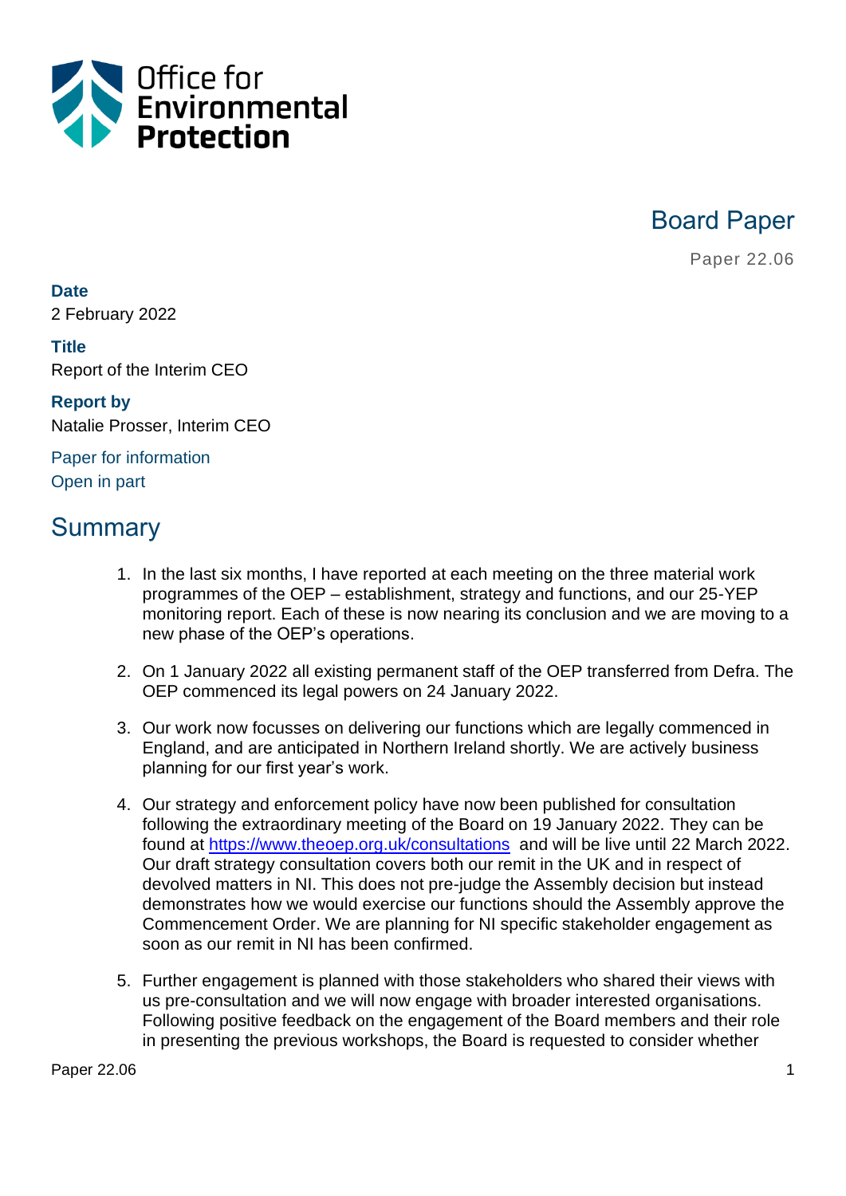Office for Environmental Protection

# Board Paper

Paper 22.06

**Date**
2 February 2022

**Title**
Report of the Interim CEO

**Report by**
Natalie Prosser, Interim CEO

Paper for information
Open in part

## Summary

1. In the last six months, I have reported at each meeting on the three material work programmes of the OEP – establishment, strategy and functions, and our 25-YEP monitoring report. Each of these is now nearing its conclusion and we are moving to a new phase of the OEP's operations.

2. On 1 January 2022 all existing permanent staff of the OEP transferred from Defra. The OEP commenced its legal powers on 24 January 2022.

3. Our work now focusses on delivering our functions which are legally commenced in England, and are anticipated in Northern Ireland shortly. We are actively business planning for our first year's work.

4. Our strategy and enforcement policy have now been published for consultation following the extraordinary meeting of the Board on 19 January 2022. They can be found at https://www.theoep.org.uk/consultations and will be live until 22 March 2022. Our draft strategy consultation covers both our remit in the UK and in respect of devolved matters in NI. This does not pre-judge the Assembly decision but instead demonstrates how we would exercise our functions should the Assembly approve the Commencement Order. We are planning for NI specific stakeholder engagement as soon as our remit in NI has been confirmed.

5. Further engagement is planned with those stakeholders who shared their views with us pre-consultation and we will now engage with broader interested organisations. Following positive feedback on the engagement of the Board members and their role in presenting the previous workshops, the Board is requested to consider whether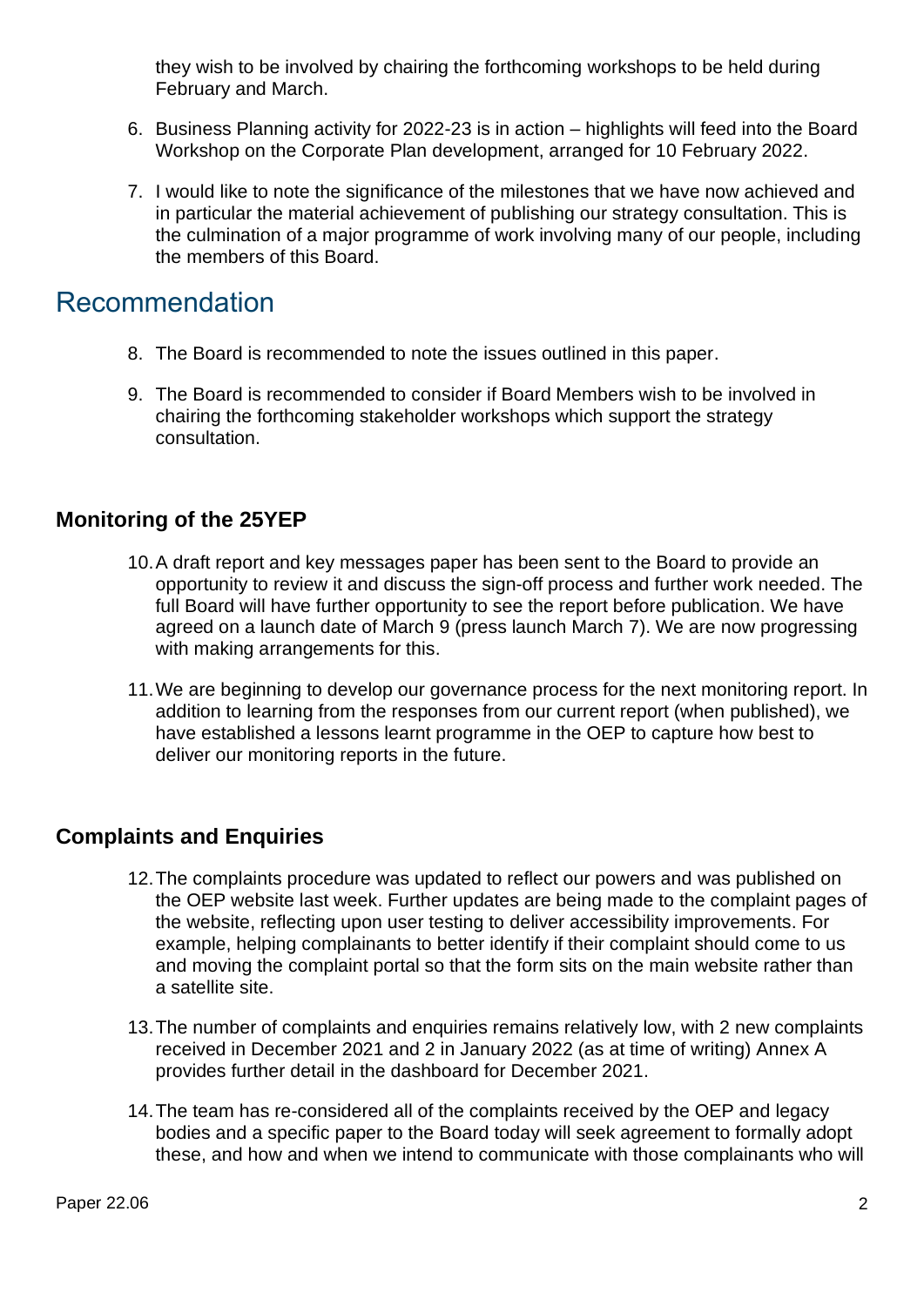they wish to be involved by chairing the forthcoming workshops to be held during February and March.

6. Business Planning activity for 2022-23 is in action – highlights will feed into the Board Workshop on the Corporate Plan development, arranged for 10 February 2022.

7. I would like to note the significance of the milestones that we have now achieved and in particular the material achievement of publishing our strategy consultation. This is the culmination of a major programme of work involving many of our people, including the members of this Board.

# Recommendation

8. The Board is recommended to note the issues outlined in this paper.

9. The Board is recommended to consider if Board Members wish to be involved in chairing the forthcoming stakeholder workshops which support the strategy consultation.

## Monitoring of the 25YEP

10. A draft report and key messages paper has been sent to the Board to provide an opportunity to review it and discuss the sign-off process and further work needed. The full Board will have further opportunity to see the report before publication. We have agreed on a launch date of March 9 (press launch March 7). We are now progressing with making arrangements for this.

11. We are beginning to develop our governance process for the next monitoring report. In addition to learning from the responses from our current report (when published), we have established a lessons learnt programme in the OEP to capture how best to deliver our monitoring reports in the future.

## Complaints and Enquiries

12. The complaints procedure was updated to reflect our powers and was published on the OEP website last week. Further updates are being made to the complaint pages of the website, reflecting upon user testing to deliver accessibility improvements. For example, helping complainants to better identify if their complaint should come to us and moving the complaint portal so that the form sits on the main website rather than a satellite site.

13. The number of complaints and enquiries remains relatively low, with 2 new complaints received in December 2021 and 2 in January 2022 (as at time of writing) Annex A provides further detail in the dashboard for December 2021.

14. The team has re-considered all of the complaints received by the OEP and legacy bodies and a specific paper to the Board today will seek agreement to formally adopt these, and how and when we intend to communicate with those complainants who will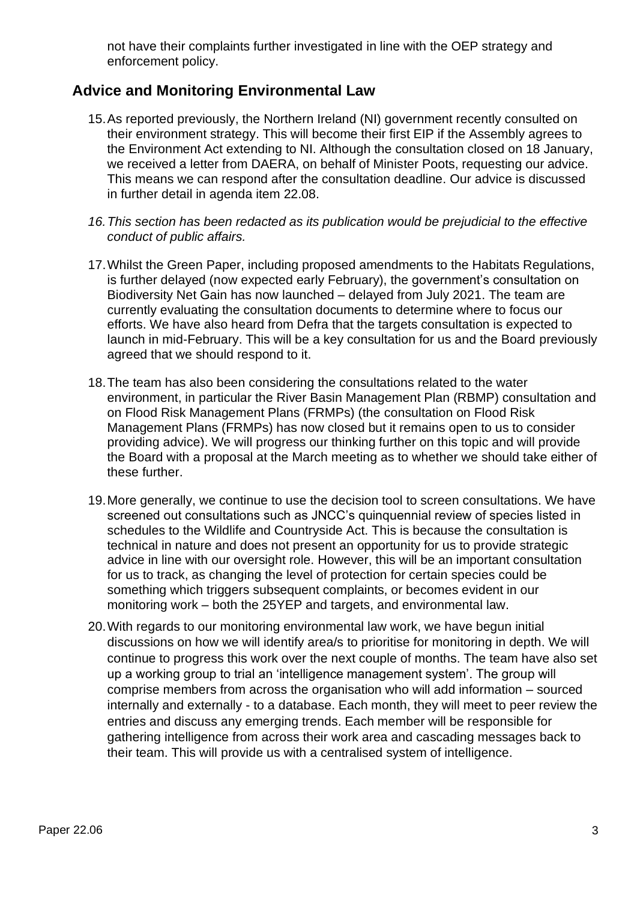not have their complaints further investigated in line with the OEP strategy and enforcement policy.

## Advice and Monitoring Environmental Law

15. As reported previously, the Northern Ireland (NI) government recently consulted on their environment strategy. This will become their first EIP if the Assembly agrees to the Environment Act extending to NI. Although the consultation closed on 18 January, we received a letter from DAERA, on behalf of Minister Poots, requesting our advice. This means we can respond after the consultation deadline. Our advice is discussed in further detail in agenda item 22.08.

16. *This section has been redacted as its publication would be prejudicial to the effective conduct of public affairs.*

17. Whilst the Green Paper, including proposed amendments to the Habitats Regulations, is further delayed (now expected early February), the government's consultation on Biodiversity Net Gain has now launched – delayed from July 2021. The team are currently evaluating the consultation documents to determine where to focus our efforts. We have also heard from Defra that the targets consultation is expected to launch in mid-February. This will be a key consultation for us and the Board previously agreed that we should respond to it.

18. The team has also been considering the consultations related to the water environment, in particular the River Basin Management Plan (RBMP) consultation and on Flood Risk Management Plans (FRMPs) (the consultation on Flood Risk Management Plans (FRMPs) has now closed but it remains open to us to consider providing advice). We will progress our thinking further on this topic and will provide the Board with a proposal at the March meeting as to whether we should take either of these further.

19. More generally, we continue to use the decision tool to screen consultations. We have screened out consultations such as JNCC's quinquennial review of species listed in schedules to the Wildlife and Countryside Act. This is because the consultation is technical in nature and does not present an opportunity for us to provide strategic advice in line with our oversight role. However, this will be an important consultation for us to track, as changing the level of protection for certain species could be something which triggers subsequent complaints, or becomes evident in our monitoring work – both the 25YEP and targets, and environmental law.

20. With regards to our monitoring environmental law work, we have begun initial discussions on how we will identify area/s to prioritise for monitoring in depth. We will continue to progress this work over the next couple of months. The team have also set up a working group to trial an 'intelligence management system'. The group will comprise members from across the organisation who will add information – sourced internally and externally - to a database. Each month, they will meet to peer review the entries and discuss any emerging trends. Each member will be responsible for gathering intelligence from across their work area and cascading messages back to their team. This will provide us with a centralised system of intelligence.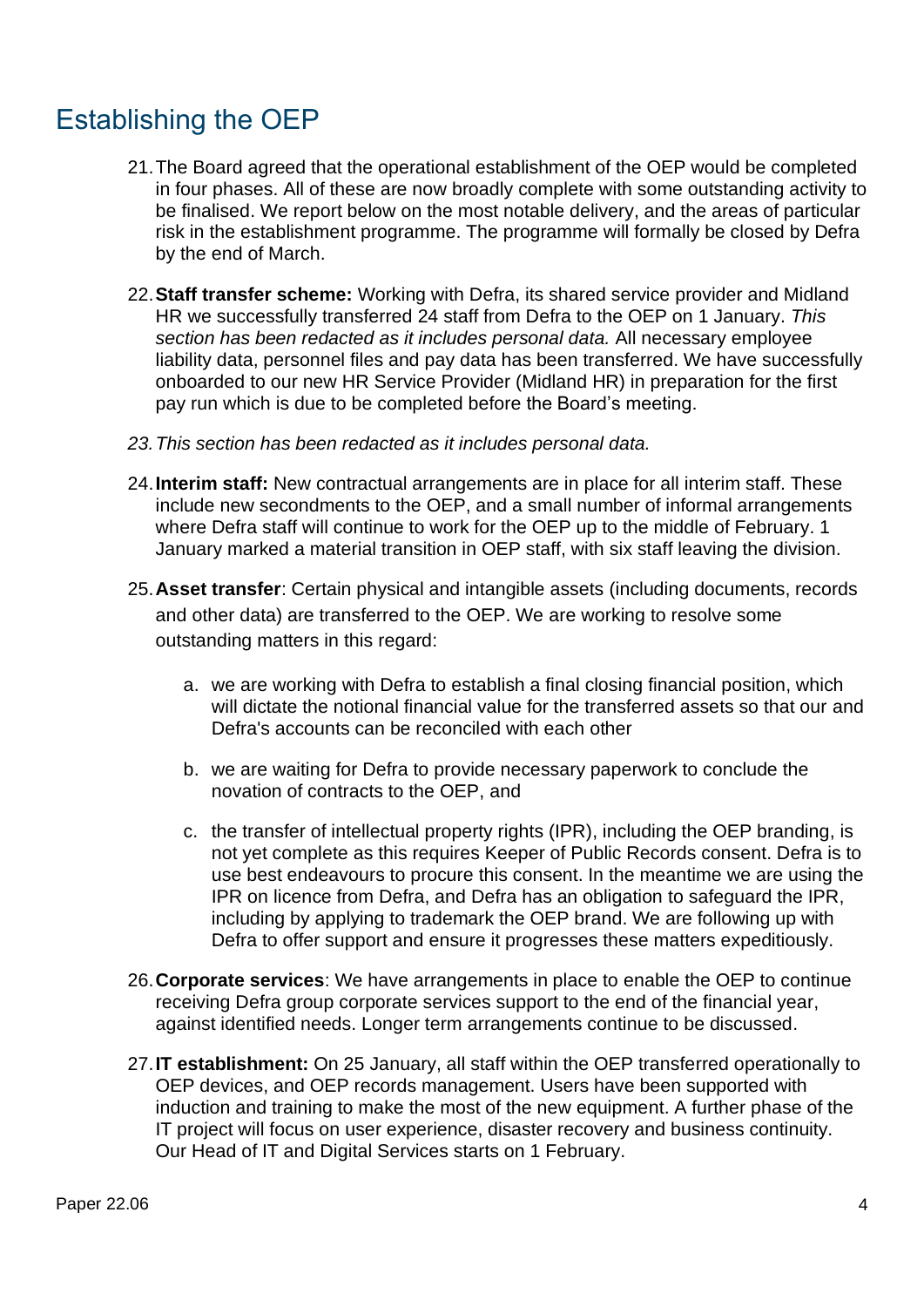## Establishing the OEP

21. The Board agreed that the operational establishment of the OEP would be completed in four phases. All of these are now broadly complete with some outstanding activity to be finalised. We report below on the most notable delivery, and the areas of particular risk in the establishment programme. The programme will formally be closed by Defra by the end of March.

22. **Staff transfer scheme:** Working with Defra, its shared service provider and Midland HR we successfully transferred 24 staff from Defra to the OEP on 1 January. *This section has been redacted as it includes personal data.* All necessary employee liability data, personnel files and pay data has been transferred. We have successfully onboarded to our new HR Service Provider (Midland HR) in preparation for the first pay run which is due to be completed before the Board's meeting.

23. *This section has been redacted as it includes personal data.*

24. **Interim staff:** New contractual arrangements are in place for all interim staff. These include new secondments to the OEP, and a small number of informal arrangements where Defra staff will continue to work for the OEP up to the middle of February. 1 January marked a material transition in OEP staff, with six staff leaving the division.

25. **Asset transfer**: Certain physical and intangible assets (including documents, records and other data) are transferred to the OEP. We are working to resolve some outstanding matters in this regard:

    a. we are working with Defra to establish a final closing financial position, which will dictate the notional financial value for the transferred assets so that our and Defra's accounts can be reconciled with each other

    b. we are waiting for Defra to provide necessary paperwork to conclude the novation of contracts to the OEP, and

    c. the transfer of intellectual property rights (IPR), including the OEP branding, is not yet complete as this requires Keeper of Public Records consent. Defra is to use best endeavours to procure this consent. In the meantime we are using the IPR on licence from Defra, and Defra has an obligation to safeguard the IPR, including by applying to trademark the OEP brand. We are following up with Defra to offer support and ensure it progresses these matters expeditiously.

26. **Corporate services**: We have arrangements in place to enable the OEP to continue receiving Defra group corporate services support to the end of the financial year, against identified needs. Longer term arrangements continue to be discussed.

27. **IT establishment:** On 25 January, all staff within the OEP transferred operationally to OEP devices, and OEP records management. Users have been supported with induction and training to make the most of the new equipment. A further phase of the IT project will focus on user experience, disaster recovery and business continuity. Our Head of IT and Digital Services starts on 1 February.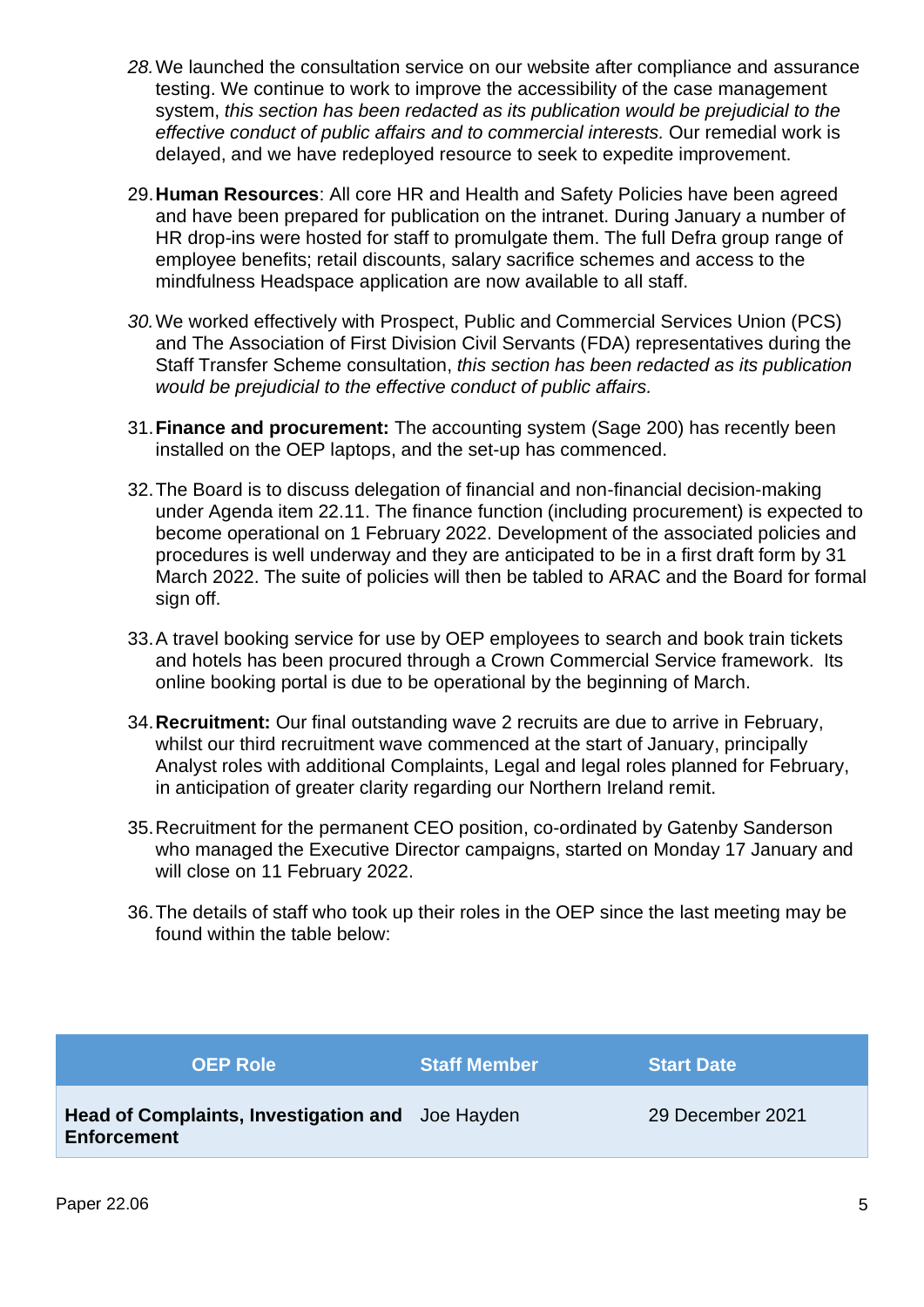28. We launched the consultation service on our website after compliance and assurance testing. We continue to work to improve the accessibility of the case management system, *this section has been redacted as its publication would be prejudicial to the effective conduct of public affairs and to commercial interests.* Our remedial work is delayed, and we have redeployed resource to seek to expedite improvement.

29. **Human Resources**: All core HR and Health and Safety Policies have been agreed and have been prepared for publication on the intranet. During January a number of HR drop-ins were hosted for staff to promulgate them. The full Defra group range of employee benefits; retail discounts, salary sacrifice schemes and access to the mindfulness Headspace application are now available to all staff.

30. We worked effectively with Prospect, Public and Commercial Services Union (PCS) and The Association of First Division Civil Servants (FDA) representatives during the Staff Transfer Scheme consultation, *this section has been redacted as its publication would be prejudicial to the effective conduct of public affairs.*

31. **Finance and procurement:** The accounting system (Sage 200) has recently been installed on the OEP laptops, and the set-up has commenced.

32. The Board is to discuss delegation of financial and non-financial decision-making under Agenda item 22.11. The finance function (including procurement) is expected to become operational on 1 February 2022. Development of the associated policies and procedures is well underway and they are anticipated to be in a first draft form by 31 March 2022. The suite of policies will then be tabled to ARAC and the Board for formal sign off.

33. A travel booking service for use by OEP employees to search and book train tickets and hotels has been procured through a Crown Commercial Service framework. Its online booking portal is due to be operational by the beginning of March.

34. **Recruitment:** Our final outstanding wave 2 recruits are due to arrive in February, whilst our third recruitment wave commenced at the start of January, principally Analyst roles with additional Complaints, Legal and legal roles planned for February, in anticipation of greater clarity regarding our Northern Ireland remit.

35. Recruitment for the permanent CEO position, co-ordinated by Gatenby Sanderson who managed the Executive Director campaigns, started on Monday 17 January and will close on 11 February 2022.

36. The details of staff who took up their roles in the OEP since the last meeting may be found within the table below:

| OEP Role | Staff Member | Start Date |
|---|---|---|
| **Head of Complaints, Investigation and Enforcement** | Joe Hayden | 29 December 2021 |

Paper 22.06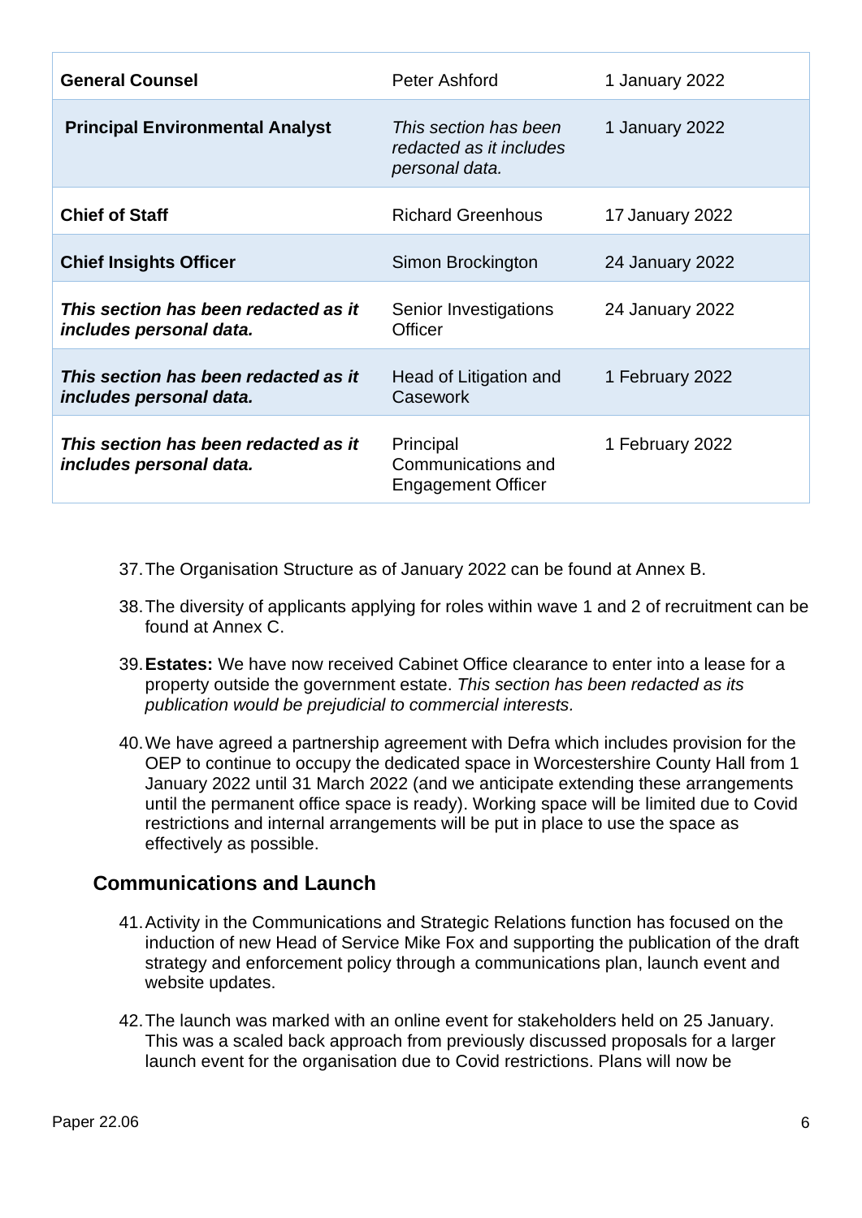| **General Counsel** | Peter Ashford | 1 January 2022 |
|---|---|---|
| **Principal Environmental Analyst** | *This section has been redacted as it includes personal data.* | 1 January 2022 |
| **Chief of Staff** | Richard Greenhous | 17 January 2022 |
| **Chief Insights Officer** | Simon Brockington | 24 January 2022 |
| ***This section has been redacted as it includes personal data.*** | Senior Investigations Officer | 24 January 2022 |
| ***This section has been redacted as it includes personal data.*** | Head of Litigation and Casework | 1 February 2022 |
| ***This section has been redacted as it includes personal data.*** | Principal Communications and Engagement Officer | 1 February 2022 |

37. The Organisation Structure as of January 2022 can be found at Annex B.

38. The diversity of applicants applying for roles within wave 1 and 2 of recruitment can be found at Annex C.

39. **Estates:** We have now received Cabinet Office clearance to enter into a lease for a property outside the government estate. *This section has been redacted as its publication would be prejudicial to commercial interests.*

40. We have agreed a partnership agreement with Defra which includes provision for the OEP to continue to occupy the dedicated space in Worcestershire County Hall from 1 January 2022 until 31 March 2022 (and we anticipate extending these arrangements until the permanent office space is ready). Working space will be limited due to Covid restrictions and internal arrangements will be put in place to use the space as effectively as possible.

## Communications and Launch

41. Activity in the Communications and Strategic Relations function has focused on the induction of new Head of Service Mike Fox and supporting the publication of the draft strategy and enforcement policy through a communications plan, launch event and website updates.

42. The launch was marked with an online event for stakeholders held on 25 January. This was a scaled back approach from previously discussed proposals for a larger launch event for the organisation due to Covid restrictions. Plans will now be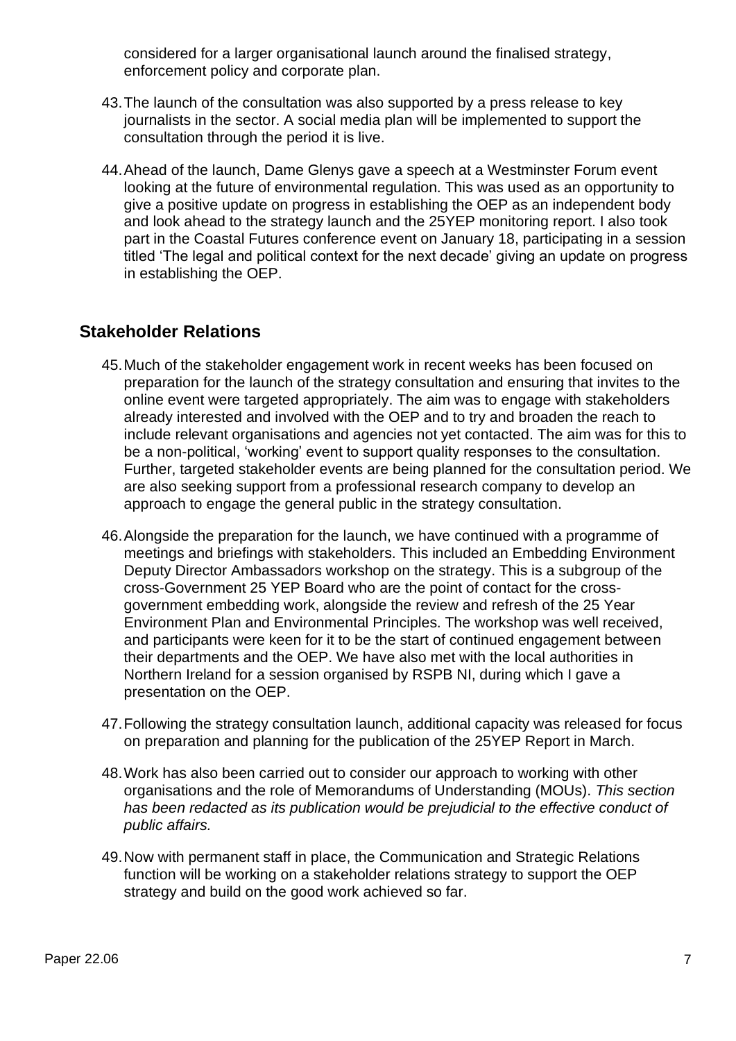considered for a larger organisational launch around the finalised strategy, enforcement policy and corporate plan.

43. The launch of the consultation was also supported by a press release to key journalists in the sector. A social media plan will be implemented to support the consultation through the period it is live.

44. Ahead of the launch, Dame Glenys gave a speech at a Westminster Forum event looking at the future of environmental regulation. This was used as an opportunity to give a positive update on progress in establishing the OEP as an independent body and look ahead to the strategy launch and the 25YEP monitoring report. I also took part in the Coastal Futures conference event on January 18, participating in a session titled 'The legal and political context for the next decade' giving an update on progress in establishing the OEP.

## Stakeholder Relations

45. Much of the stakeholder engagement work in recent weeks has been focused on preparation for the launch of the strategy consultation and ensuring that invites to the online event were targeted appropriately. The aim was to engage with stakeholders already interested and involved with the OEP and to try and broaden the reach to include relevant organisations and agencies not yet contacted. The aim was for this to be a non-political, 'working' event to support quality responses to the consultation. Further, targeted stakeholder events are being planned for the consultation period. We are also seeking support from a professional research company to develop an approach to engage the general public in the strategy consultation.

46. Alongside the preparation for the launch, we have continued with a programme of meetings and briefings with stakeholders. This included an Embedding Environment Deputy Director Ambassadors workshop on the strategy. This is a subgroup of the cross-Government 25 YEP Board who are the point of contact for the cross-government embedding work, alongside the review and refresh of the 25 Year Environment Plan and Environmental Principles. The workshop was well received, and participants were keen for it to be the start of continued engagement between their departments and the OEP. We have also met with the local authorities in Northern Ireland for a session organised by RSPB NI, during which I gave a presentation on the OEP.

47. Following the strategy consultation launch, additional capacity was released for focus on preparation and planning for the publication of the 25YEP Report in March.

48. Work has also been carried out to consider our approach to working with other organisations and the role of Memorandums of Understanding (MOUs). *This section has been redacted as its publication would be prejudicial to the effective conduct of public affairs.*

49. Now with permanent staff in place, the Communication and Strategic Relations function will be working on a stakeholder relations strategy to support the OEP strategy and build on the good work achieved so far.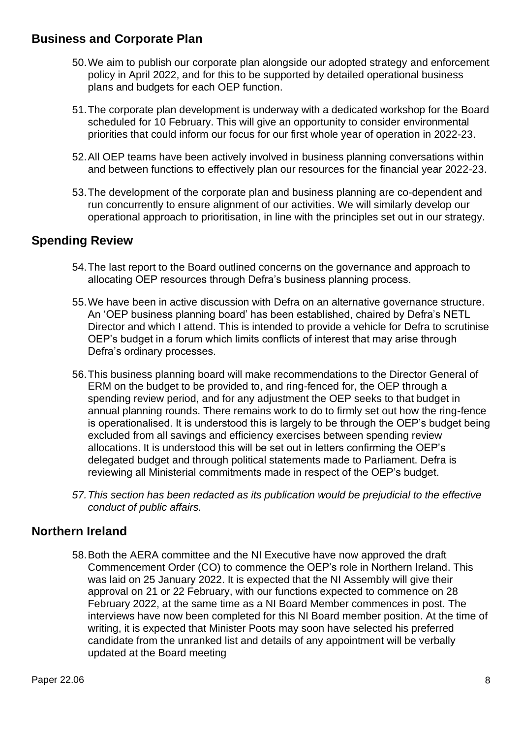## Business and Corporate Plan

50. We aim to publish our corporate plan alongside our adopted strategy and enforcement policy in April 2022, and for this to be supported by detailed operational business plans and budgets for each OEP function.

51. The corporate plan development is underway with a dedicated workshop for the Board scheduled for 10 February. This will give an opportunity to consider environmental priorities that could inform our focus for our first whole year of operation in 2022-23.

52. All OEP teams have been actively involved in business planning conversations within and between functions to effectively plan our resources for the financial year 2022-23.

53. The development of the corporate plan and business planning are co-dependent and run concurrently to ensure alignment of our activities. We will similarly develop our operational approach to prioritisation, in line with the principles set out in our strategy.

## Spending Review

54. The last report to the Board outlined concerns on the governance and approach to allocating OEP resources through Defra's business planning process.

55. We have been in active discussion with Defra on an alternative governance structure. An 'OEP business planning board' has been established, chaired by Defra's NETL Director and which I attend. This is intended to provide a vehicle for Defra to scrutinise OEP's budget in a forum which limits conflicts of interest that may arise through Defra's ordinary processes.

56. This business planning board will make recommendations to the Director General of ERM on the budget to be provided to, and ring-fenced for, the OEP through a spending review period, and for any adjustment the OEP seeks to that budget in annual planning rounds. There remains work to do to firmly set out how the ring-fence is operationalised. It is understood this is largely to be through the OEP's budget being excluded from all savings and efficiency exercises between spending review allocations. It is understood this will be set out in letters confirming the OEP's delegated budget and through political statements made to Parliament. Defra is reviewing all Ministerial commitments made in respect of the OEP's budget.

57. *This section has been redacted as its publication would be prejudicial to the effective conduct of public affairs.*

## Northern Ireland

58. Both the AERA committee and the NI Executive have now approved the draft Commencement Order (CO) to commence the OEP's role in Northern Ireland. This was laid on 25 January 2022. It is expected that the NI Assembly will give their approval on 21 or 22 February, with our functions expected to commence on 28 February 2022, at the same time as a NI Board Member commences in post. The interviews have now been completed for this NI Board member position. At the time of writing, it is expected that Minister Poots may soon have selected his preferred candidate from the unranked list and details of any appointment will be verbally updated at the Board meeting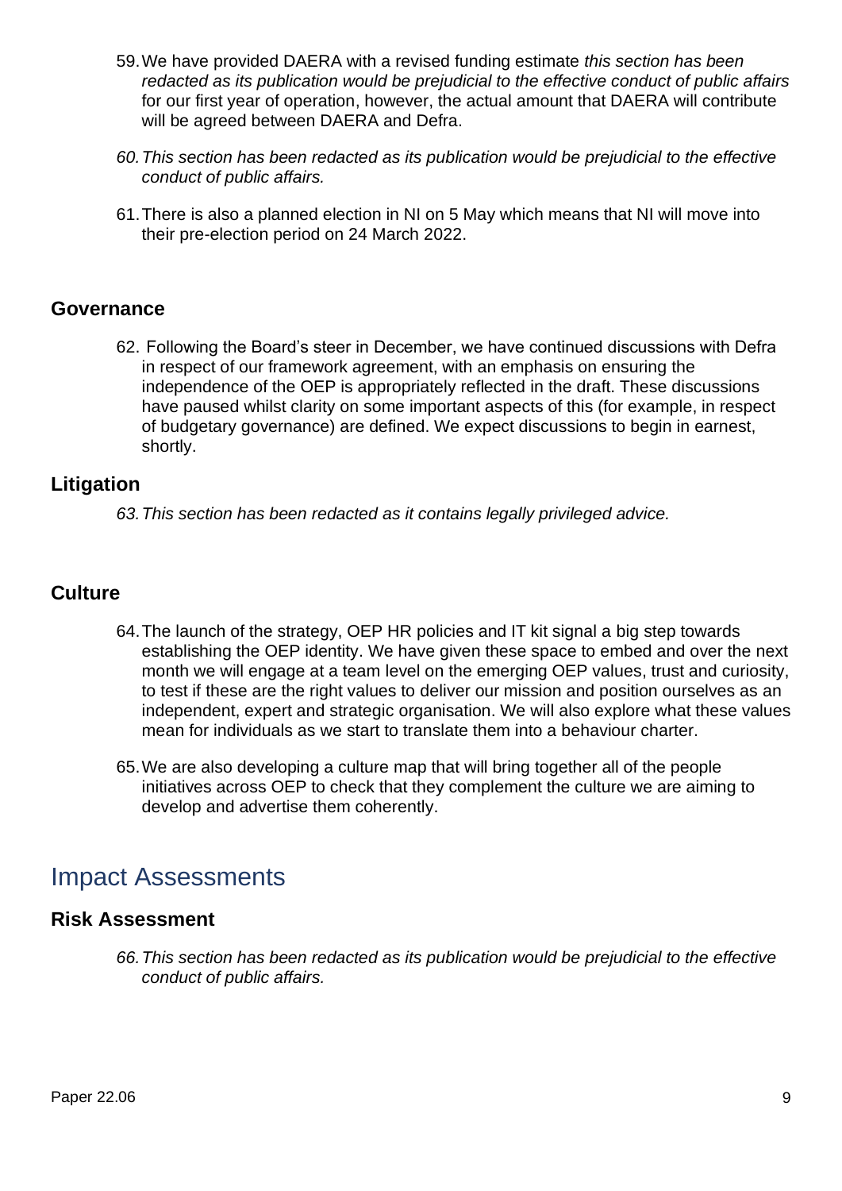59. We have provided DAERA with a revised funding estimate *this section has been redacted as its publication would be prejudicial to the effective conduct of public affairs* for our first year of operation, however, the actual amount that DAERA will contribute will be agreed between DAERA and Defra.

60. *This section has been redacted as its publication would be prejudicial to the effective conduct of public affairs.*

61. There is also a planned election in NI on 5 May which means that NI will move into their pre-election period on 24 March 2022.

### Governance

62. Following the Board's steer in December, we have continued discussions with Defra in respect of our framework agreement, with an emphasis on ensuring the independence of the OEP is appropriately reflected in the draft. These discussions have paused whilst clarity on some important aspects of this (for example, in respect of budgetary governance) are defined. We expect discussions to begin in earnest, shortly.

### Litigation

63. *This section has been redacted as it contains legally privileged advice.*

### Culture

64. The launch of the strategy, OEP HR policies and IT kit signal a big step towards establishing the OEP identity. We have given these space to embed and over the next month we will engage at a team level on the emerging OEP values, trust and curiosity, to test if these are the right values to deliver our mission and position ourselves as an independent, expert and strategic organisation. We will also explore what these values mean for individuals as we start to translate them into a behaviour charter.

65. We are also developing a culture map that will bring together all of the people initiatives across OEP to check that they complement the culture we are aiming to develop and advertise them coherently.

## Impact Assessments

### Risk Assessment

66. *This section has been redacted as its publication would be prejudicial to the effective conduct of public affairs.*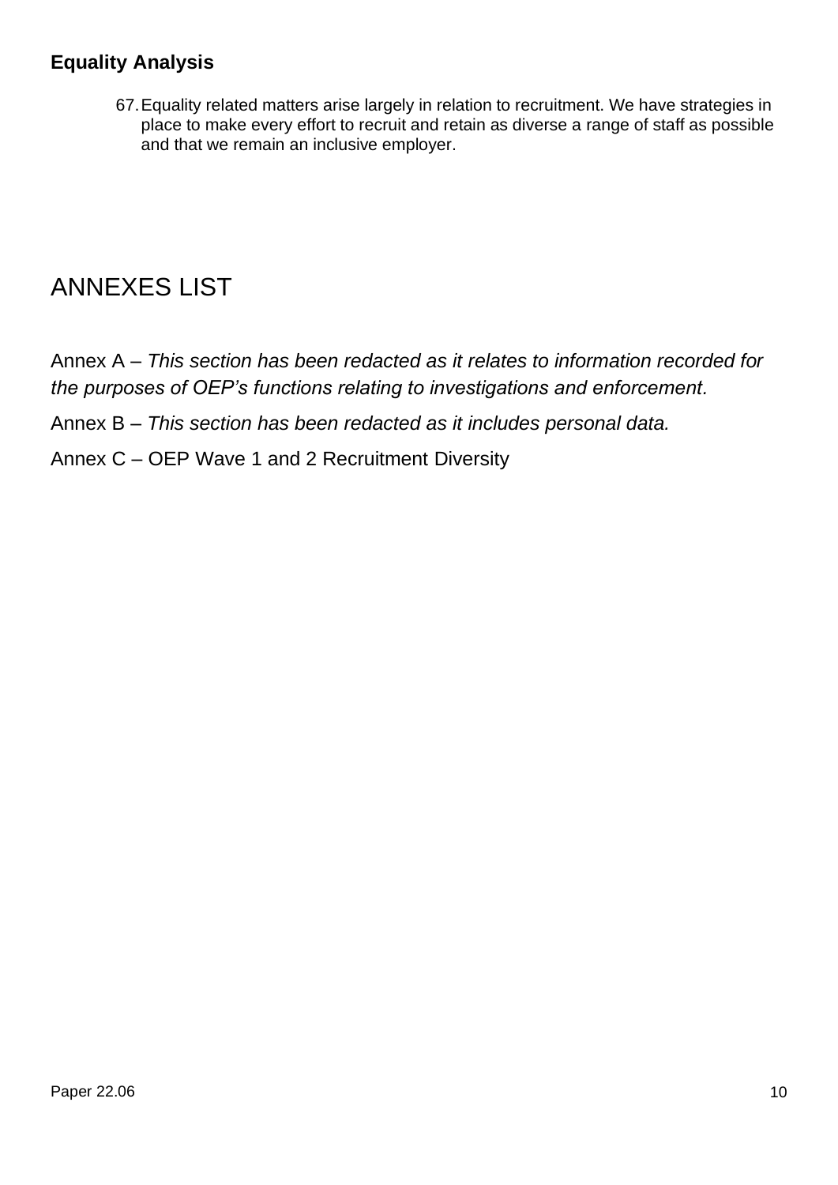## Equality Analysis

67. Equality related matters arise largely in relation to recruitment. We have strategies in place to make every effort to recruit and retain as diverse a range of staff as possible and that we remain an inclusive employer.

# ANNEXES LIST

Annex A – *This section has been redacted as it relates to information recorded for the purposes of OEP's functions relating to investigations and enforcement.*

Annex B – *This section has been redacted as it includes personal data.*

Annex C – OEP Wave 1 and 2 Recruitment Diversity

Paper 22.06